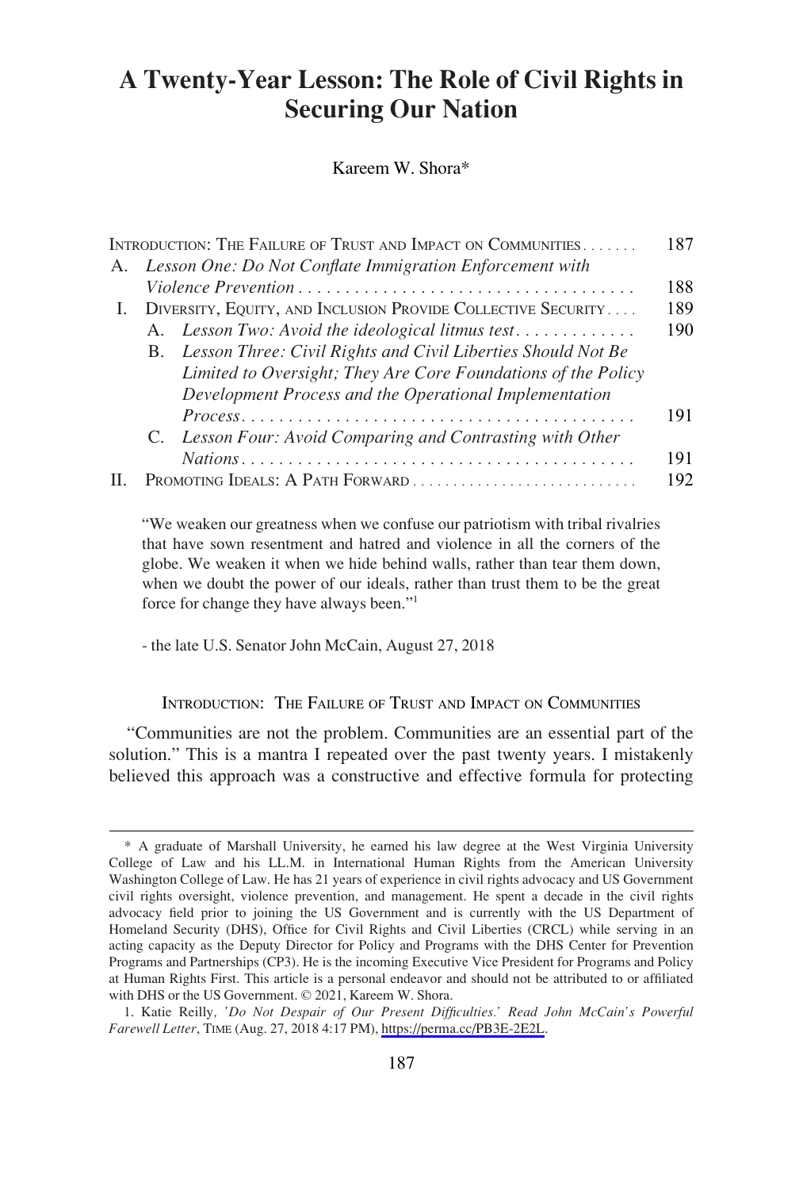# A Twenty-Year Lesson: The Role of Civil Rights in Securing Our Nation

Kareem W. Shora*

| | | |
|---|---|---|
| INTRODUCTION: THE FAILURE OF TRUST AND IMPACT ON COMMUNITIES | | 187 |
| A. | *Lesson One: Do Not Conflate Immigration Enforcement with Violence Prevention* | 188 |
| I. | DIVERSITY, EQUITY, AND INCLUSION PROVIDE COLLECTIVE SECURITY | 189 |
| | A. *Lesson Two: Avoid the ideological litmus test* | 190 |
| | B. *Lesson Three: Civil Rights and Civil Liberties Should Not Be Limited to Oversight; They Are Core Foundations of the Policy Development Process and the Operational Implementation Process* | 191 |
| | C. *Lesson Four: Avoid Comparing and Contrasting with Other Nations* | 191 |
| II. | PROMOTING IDEALS: A PATH FORWARD | 192 |

> "We weaken our greatness when we confuse our patriotism with tribal rivalries that have sown resentment and hatred and violence in all the corners of the globe. We weaken it when we hide behind walls, rather than tear them down, when we doubt the power of our ideals, rather than trust them to be the great force for change they have always been."[1]
>
> - the late U.S. Senator John McCain, August 27, 2018

## INTRODUCTION: THE FAILURE OF TRUST AND IMPACT ON COMMUNITIES

"Communities are not the problem. Communities are an essential part of the solution." This is a mantra I repeated over the past twenty years. I mistakenly believed this approach was a constructive and effective formula for protecting

---

\* A graduate of Marshall University, he earned his law degree at the West Virginia University College of Law and his LL.M. in International Human Rights from the American University Washington College of Law. He has 21 years of experience in civil rights advocacy and US Government civil rights oversight, violence prevention, and management. He spent a decade in the civil rights advocacy field prior to joining the US Government and is currently with the US Department of Homeland Security (DHS), Office for Civil Rights and Civil Liberties (CRCL) while serving in an acting capacity as the Deputy Director for Policy and Programs with the DHS Center for Prevention Programs and Partnerships (CP3). He is the incoming Executive Vice President for Programs and Policy at Human Rights First. This article is a personal endeavor and should not be attributed to or affiliated with DHS or the US Government. © 2021, Kareem W. Shora.

1. Katie Reilly*, 'Do Not Despair of Our Present Difficulties.' Read John McCain's Powerful Farewell Letter*, TIME (Aug. 27, 2018 4:17 PM), https://perma.cc/PB3E-2E2L.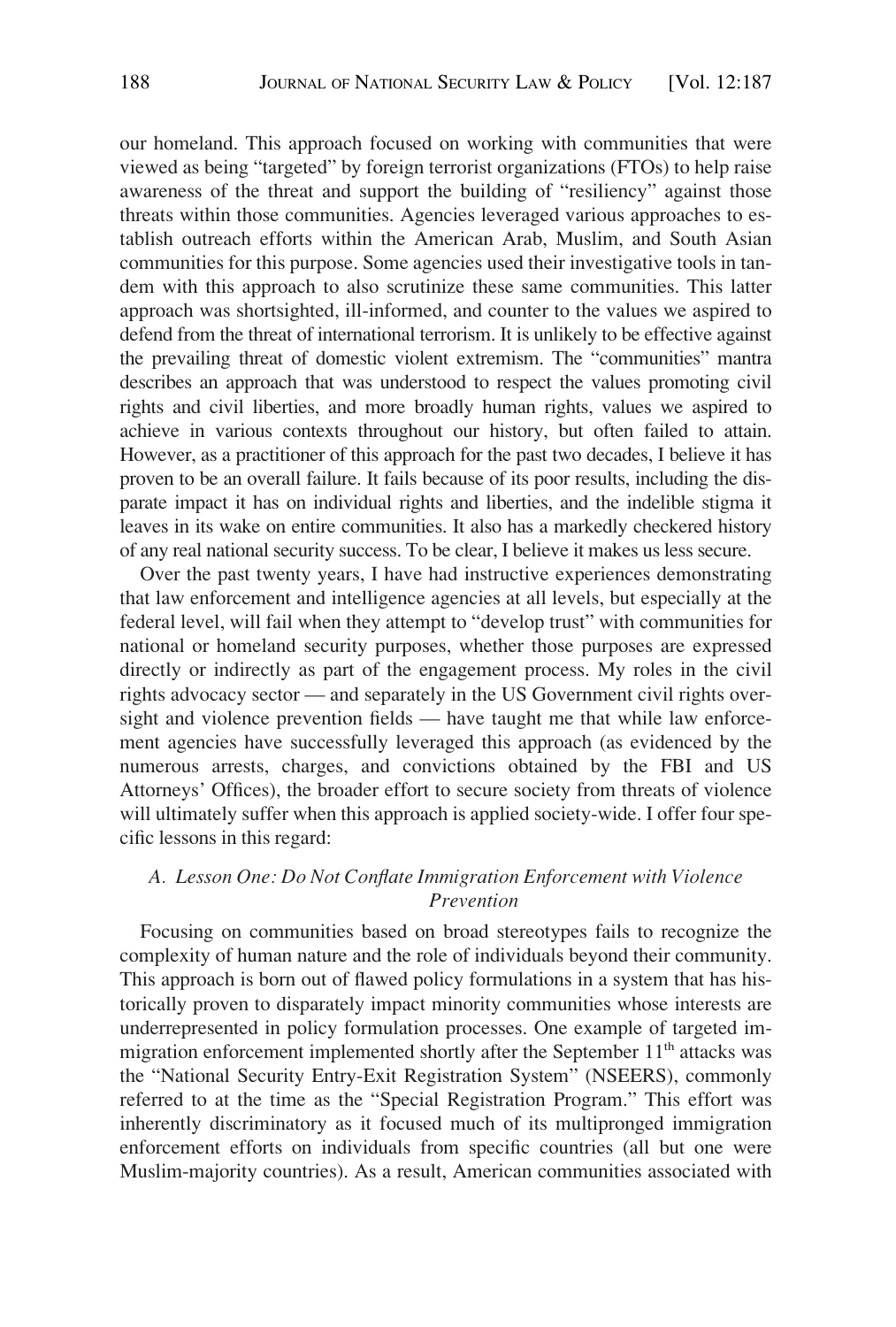our homeland. This approach focused on working with communities that were viewed as being "targeted" by foreign terrorist organizations (FTOs) to help raise awareness of the threat and support the building of "resiliency" against those threats within those communities. Agencies leveraged various approaches to establish outreach efforts within the American Arab, Muslim, and South Asian communities for this purpose. Some agencies used their investigative tools in tandem with this approach to also scrutinize these same communities. This latter approach was shortsighted, ill-informed, and counter to the values we aspired to defend from the threat of international terrorism. It is unlikely to be effective against the prevailing threat of domestic violent extremism. The "communities" mantra describes an approach that was understood to respect the values promoting civil rights and civil liberties, and more broadly human rights, values we aspired to achieve in various contexts throughout our history, but often failed to attain. However, as a practitioner of this approach for the past two decades, I believe it has proven to be an overall failure. It fails because of its poor results, including the disparate impact it has on individual rights and liberties, and the indelible stigma it leaves in its wake on entire communities. It also has a markedly checkered history of any real national security success. To be clear, I believe it makes us less secure.

Over the past twenty years, I have had instructive experiences demonstrating that law enforcement and intelligence agencies at all levels, but especially at the federal level, will fail when they attempt to "develop trust" with communities for national or homeland security purposes, whether those purposes are expressed directly or indirectly as part of the engagement process. My roles in the civil rights advocacy sector — and separately in the US Government civil rights oversight and violence prevention fields — have taught me that while law enforcement agencies have successfully leveraged this approach (as evidenced by the numerous arrests, charges, and convictions obtained by the FBI and US Attorneys' Offices), the broader effort to secure society from threats of violence will ultimately suffer when this approach is applied society-wide. I offer four specific lessons in this regard:

### *A. Lesson One: Do Not Conflate Immigration Enforcement with Violence Prevention*

Focusing on communities based on broad stereotypes fails to recognize the complexity of human nature and the role of individuals beyond their community. This approach is born out of flawed policy formulations in a system that has historically proven to disparately impact minority communities whose interests are underrepresented in policy formulation processes. One example of targeted immigration enforcement implemented shortly after the September 11th attacks was the "National Security Entry-Exit Registration System" (NSEERS), commonly referred to at the time as the "Special Registration Program." This effort was inherently discriminatory as it focused much of its multipronged immigration enforcement efforts on individuals from specific countries (all but one were Muslim-majority countries). As a result, American communities associated with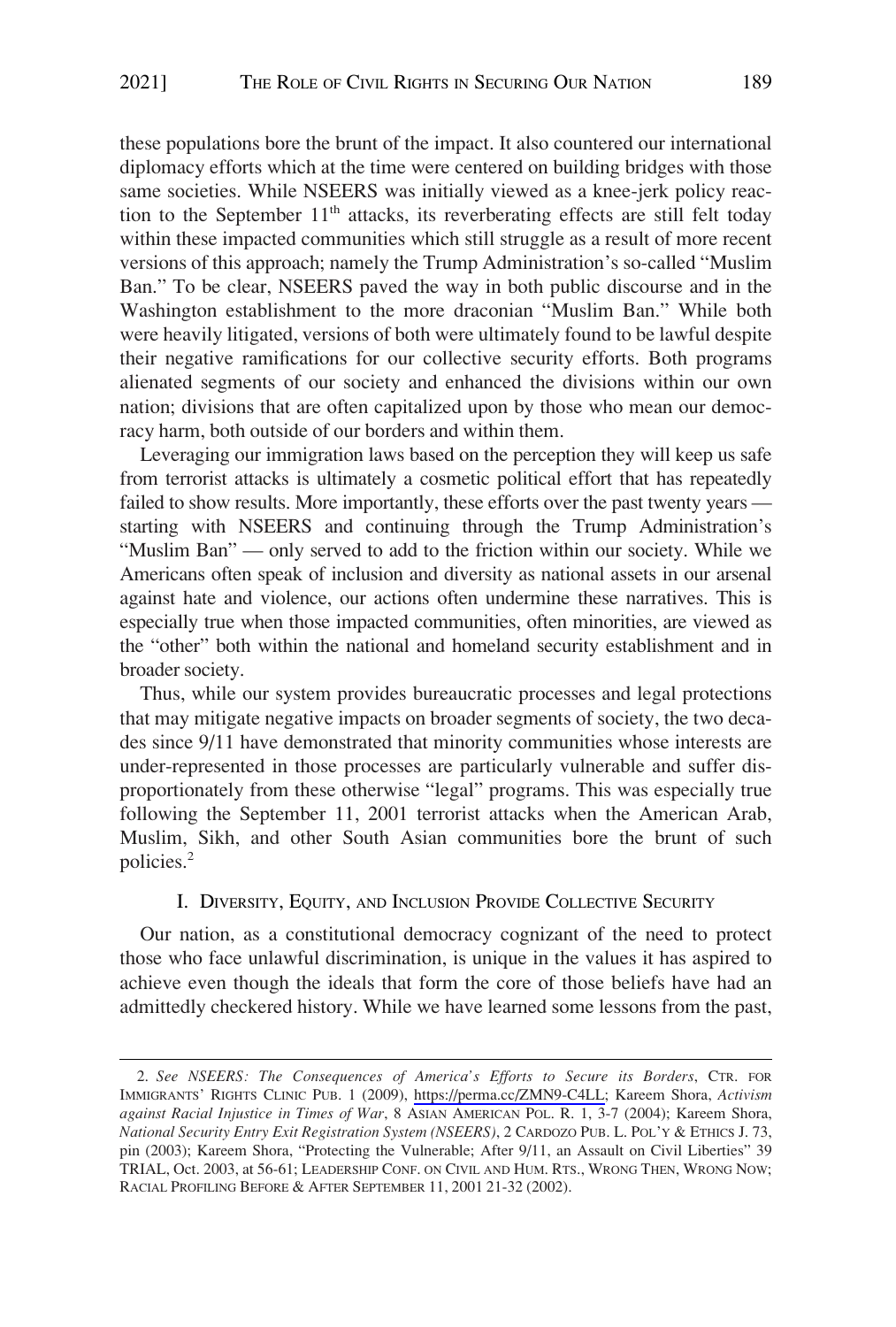these populations bore the brunt of the impact. It also countered our international diplomacy efforts which at the time were centered on building bridges with those same societies. While NSEERS was initially viewed as a knee-jerk policy reaction to the September 11th attacks, its reverberating effects are still felt today within these impacted communities which still struggle as a result of more recent versions of this approach; namely the Trump Administration's so-called "Muslim Ban." To be clear, NSEERS paved the way in both public discourse and in the Washington establishment to the more draconian "Muslim Ban." While both were heavily litigated, versions of both were ultimately found to be lawful despite their negative ramifications for our collective security efforts. Both programs alienated segments of our society and enhanced the divisions within our own nation; divisions that are often capitalized upon by those who mean our democracy harm, both outside of our borders and within them.

Leveraging our immigration laws based on the perception they will keep us safe from terrorist attacks is ultimately a cosmetic political effort that has repeatedly failed to show results. More importantly, these efforts over the past twenty years — starting with NSEERS and continuing through the Trump Administration's "Muslim Ban" — only served to add to the friction within our society. While we Americans often speak of inclusion and diversity as national assets in our arsenal against hate and violence, our actions often undermine these narratives. This is especially true when those impacted communities, often minorities, are viewed as the "other" both within the national and homeland security establishment and in broader society.

Thus, while our system provides bureaucratic processes and legal protections that may mitigate negative impacts on broader segments of society, the two decades since 9/11 have demonstrated that minority communities whose interests are under-represented in those processes are particularly vulnerable and suffer disproportionately from these otherwise "legal" programs. This was especially true following the September 11, 2001 terrorist attacks when the American Arab, Muslim, Sikh, and other South Asian communities bore the brunt of such policies.[2]

## I. Diversity, Equity, and Inclusion Provide Collective Security

Our nation, as a constitutional democracy cognizant of the need to protect those who face unlawful discrimination, is unique in the values it has aspired to achieve even though the ideals that form the core of those beliefs have had an admittedly checkered history. While we have learned some lessons from the past,

---

2. *See NSEERS: The Consequences of America's Efforts to Secure its Borders*, Ctr. for Immigrants' Rights Clinic Pub. 1 (2009), https://perma.cc/ZMN9-C4LL; Kareem Shora, *Activism against Racial Injustice in Times of War*, 8 Asian American Pol. R. 1, 3-7 (2004); Kareem Shora, *National Security Entry Exit Registration System (NSEERS)*, 2 Cardozo Pub. L. Pol'y & Ethics J. 73, pin (2003); Kareem Shora, "Protecting the Vulnerable; After 9/11, an Assault on Civil Liberties" 39 Trial, Oct. 2003, at 56-61; Leadership Conf. on Civil and Hum. Rts., Wrong Then, Wrong Now; Racial Profiling Before & After September 11, 2001 21-32 (2002).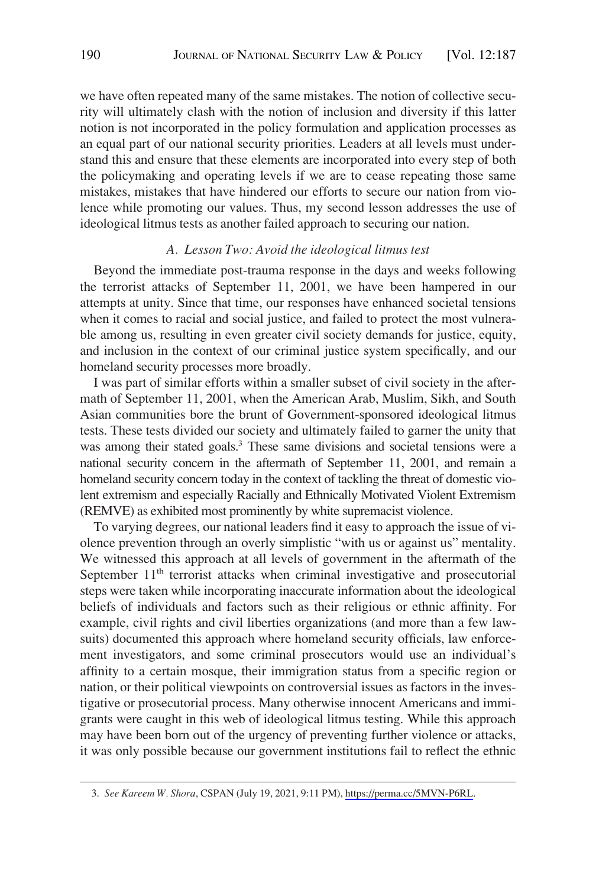we have often repeated many of the same mistakes. The notion of collective security will ultimately clash with the notion of inclusion and diversity if this latter notion is not incorporated in the policy formulation and application processes as an equal part of our national security priorities. Leaders at all levels must understand this and ensure that these elements are incorporated into every step of both the policymaking and operating levels if we are to cease repeating those same mistakes, mistakes that have hindered our efforts to secure our nation from violence while promoting our values. Thus, my second lesson addresses the use of ideological litmus tests as another failed approach to securing our nation.

### *A. Lesson Two: Avoid the ideological litmus test*

Beyond the immediate post-trauma response in the days and weeks following the terrorist attacks of September 11, 2001, we have been hampered in our attempts at unity. Since that time, our responses have enhanced societal tensions when it comes to racial and social justice, and failed to protect the most vulnerable among us, resulting in even greater civil society demands for justice, equity, and inclusion in the context of our criminal justice system specifically, and our homeland security processes more broadly.

I was part of similar efforts within a smaller subset of civil society in the aftermath of September 11, 2001, when the American Arab, Muslim, Sikh, and South Asian communities bore the brunt of Government-sponsored ideological litmus tests. These tests divided our society and ultimately failed to garner the unity that was among their stated goals.[3] These same divisions and societal tensions were a national security concern in the aftermath of September 11, 2001, and remain a homeland security concern today in the context of tackling the threat of domestic violent extremism and especially Racially and Ethnically Motivated Violent Extremism (REMVE) as exhibited most prominently by white supremacist violence.

To varying degrees, our national leaders find it easy to approach the issue of violence prevention through an overly simplistic "with us or against us" mentality. We witnessed this approach at all levels of government in the aftermath of the September 11th terrorist attacks when criminal investigative and prosecutorial steps were taken while incorporating inaccurate information about the ideological beliefs of individuals and factors such as their religious or ethnic affinity. For example, civil rights and civil liberties organizations (and more than a few lawsuits) documented this approach where homeland security officials, law enforcement investigators, and some criminal prosecutors would use an individual's affinity to a certain mosque, their immigration status from a specific region or nation, or their political viewpoints on controversial issues as factors in the investigative or prosecutorial process. Many otherwise innocent Americans and immigrants were caught in this web of ideological litmus testing. While this approach may have been born out of the urgency of preventing further violence or attacks, it was only possible because our government institutions fail to reflect the ethnic

3. *See Kareem W. Shora*, CSPAN (July 19, 2021, 9:11 PM), https://perma.cc/5MVN-P6RL.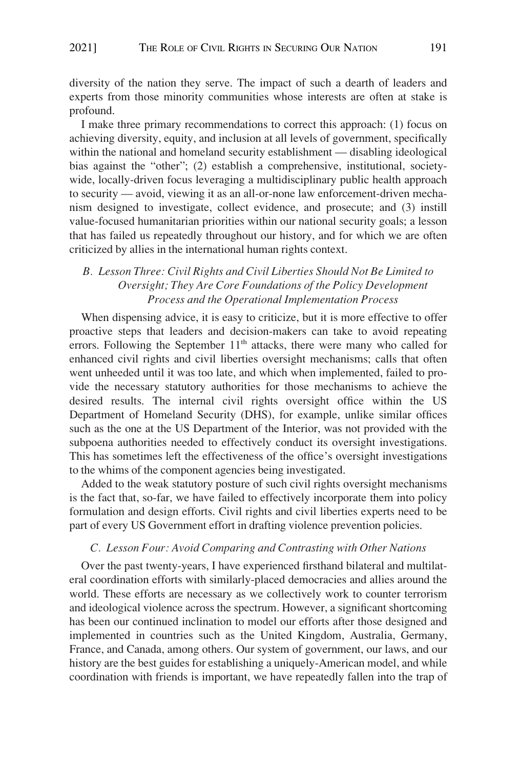diversity of the nation they serve. The impact of such a dearth of leaders and experts from those minority communities whose interests are often at stake is profound.

I make three primary recommendations to correct this approach: (1) focus on achieving diversity, equity, and inclusion at all levels of government, specifically within the national and homeland security establishment — disabling ideological bias against the "other"; (2) establish a comprehensive, institutional, society-wide, locally-driven focus leveraging a multidisciplinary public health approach to security — avoid, viewing it as an all-or-none law enforcement-driven mechanism designed to investigate, collect evidence, and prosecute; and (3) instill value-focused humanitarian priorities within our national security goals; a lesson that has failed us repeatedly throughout our history, and for which we are often criticized by allies in the international human rights context.

### *B. Lesson Three: Civil Rights and Civil Liberties Should Not Be Limited to Oversight; They Are Core Foundations of the Policy Development Process and the Operational Implementation Process*

When dispensing advice, it is easy to criticize, but it is more effective to offer proactive steps that leaders and decision-makers can take to avoid repeating errors. Following the September 11th attacks, there were many who called for enhanced civil rights and civil liberties oversight mechanisms; calls that often went unheeded until it was too late, and which when implemented, failed to provide the necessary statutory authorities for those mechanisms to achieve the desired results. The internal civil rights oversight office within the US Department of Homeland Security (DHS), for example, unlike similar offices such as the one at the US Department of the Interior, was not provided with the subpoena authorities needed to effectively conduct its oversight investigations. This has sometimes left the effectiveness of the office's oversight investigations to the whims of the component agencies being investigated.

Added to the weak statutory posture of such civil rights oversight mechanisms is the fact that, so-far, we have failed to effectively incorporate them into policy formulation and design efforts. Civil rights and civil liberties experts need to be part of every US Government effort in drafting violence prevention policies.

### *C. Lesson Four: Avoid Comparing and Contrasting with Other Nations*

Over the past twenty-years, I have experienced firsthand bilateral and multilateral coordination efforts with similarly-placed democracies and allies around the world. These efforts are necessary as we collectively work to counter terrorism and ideological violence across the spectrum. However, a significant shortcoming has been our continued inclination to model our efforts after those designed and implemented in countries such as the United Kingdom, Australia, Germany, France, and Canada, among others. Our system of government, our laws, and our history are the best guides for establishing a uniquely-American model, and while coordination with friends is important, we have repeatedly fallen into the trap of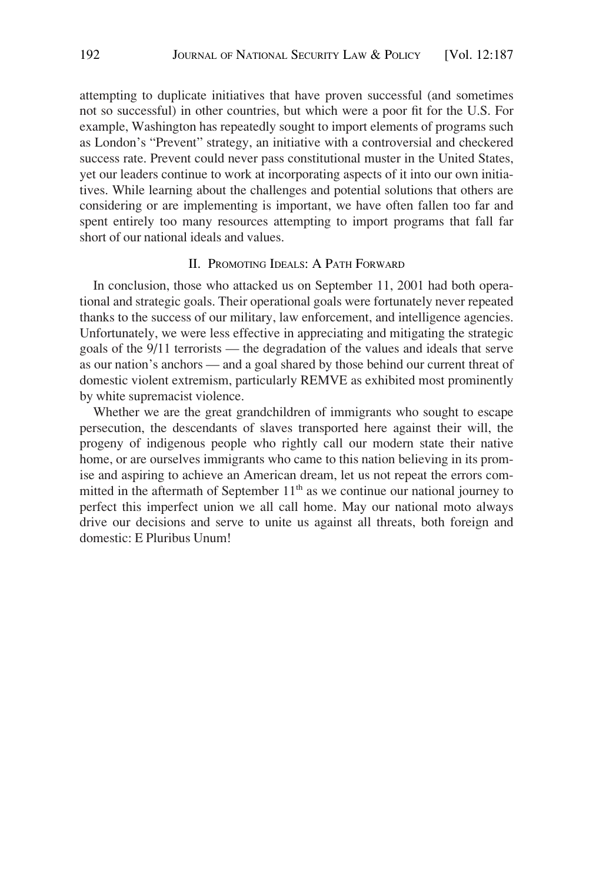attempting to duplicate initiatives that have proven successful (and sometimes not so successful) in other countries, but which were a poor fit for the U.S. For example, Washington has repeatedly sought to import elements of programs such as London's "Prevent" strategy, an initiative with a controversial and checkered success rate. Prevent could never pass constitutional muster in the United States, yet our leaders continue to work at incorporating aspects of it into our own initiatives. While learning about the challenges and potential solutions that others are considering or are implementing is important, we have often fallen too far and spent entirely too many resources attempting to import programs that fall far short of our national ideals and values.

## II. Promoting Ideals: A Path Forward

In conclusion, those who attacked us on September 11, 2001 had both operational and strategic goals. Their operational goals were fortunately never repeated thanks to the success of our military, law enforcement, and intelligence agencies. Unfortunately, we were less effective in appreciating and mitigating the strategic goals of the 9/11 terrorists — the degradation of the values and ideals that serve as our nation's anchors — and a goal shared by those behind our current threat of domestic violent extremism, particularly REMVE as exhibited most prominently by white supremacist violence.

Whether we are the great grandchildren of immigrants who sought to escape persecution, the descendants of slaves transported here against their will, the progeny of indigenous people who rightly call our modern state their native home, or are ourselves immigrants who came to this nation believing in its promise and aspiring to achieve an American dream, let us not repeat the errors committed in the aftermath of September 11th as we continue our national journey to perfect this imperfect union we all call home. May our national moto always drive our decisions and serve to unite us against all threats, both foreign and domestic: E Pluribus Unum!